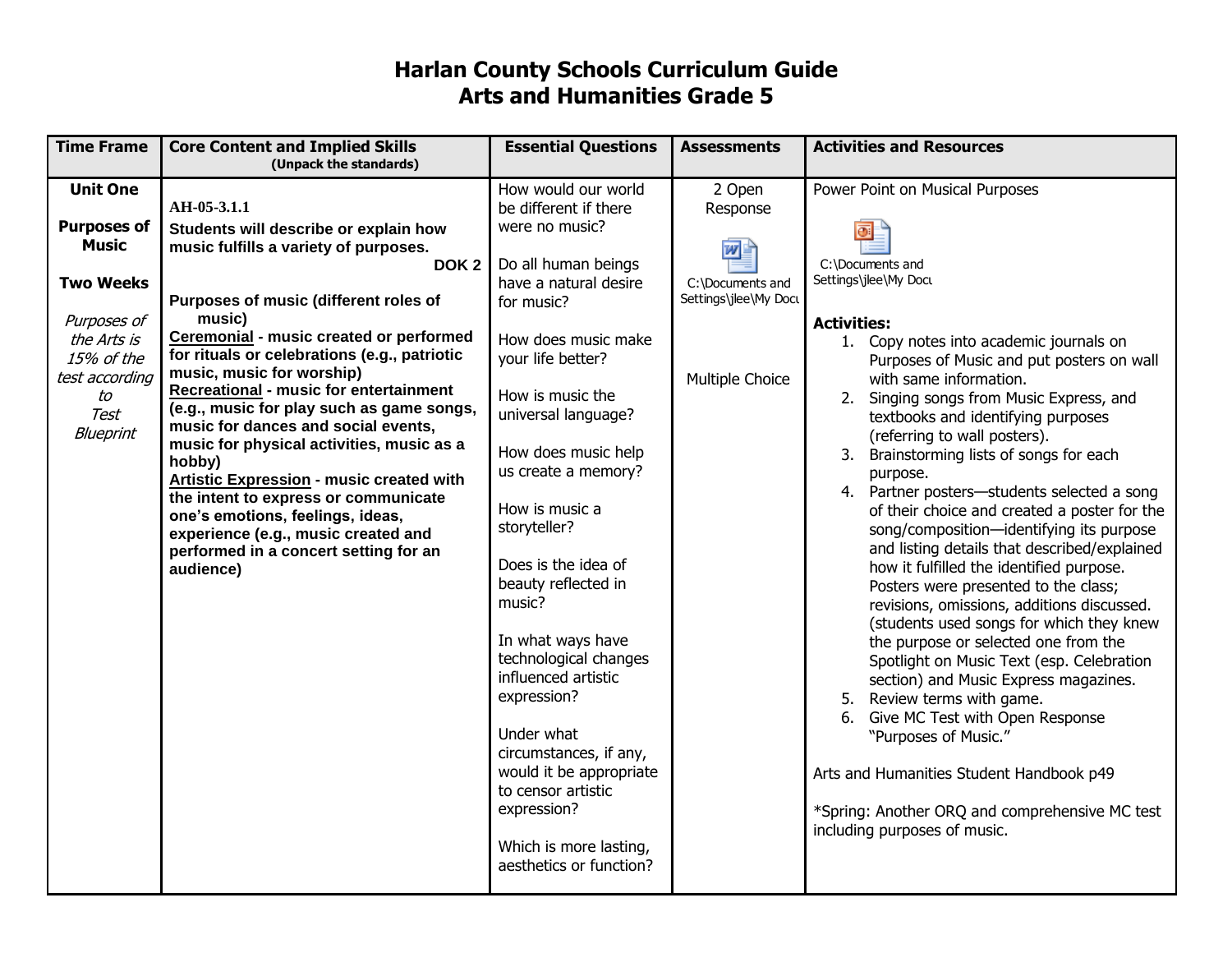# Harlan County Schools Curriculum Guide
# Arts and Humanities Grade 5

| Time Frame | Core Content and Implied Skills (Unpack the standards) | Essential Questions | Assessments | Activities and Resources |
|---|---|---|---|---|
| **Unit One**<br><br>**Purposes of Music**<br><br>**Two Weeks**<br><br>*Purposes of the Arts is 15% of the test according to Test Blueprint* | **AH-05-3.1.1**<br>**Students will describe or explain how music fulfills a variety of purposes.** **DOK 2**<br><br>**Purposes of music (different roles of music)**<br>**<u>Ceremonial</u> - music created or performed for rituals or celebrations (e.g., patriotic music, music for worship)**<br>**<u>Recreational</u> - music for entertainment (e.g., music for play such as game songs, music for dances and social events, music for physical activities, music as a hobby)**<br>**<u>Artistic Expression</u> - music created with the intent to express or communicate one's emotions, feelings, ideas, experience (e.g., music created and performed in a concert setting for an audience)** | How would our world be different if there were no music?<br><br>Do all human beings have a natural desire for music?<br><br>How does music make your life better?<br><br>How is music the universal language?<br><br>How does music help us create a memory?<br><br>How is music a storyteller?<br><br>Does is the idea of beauty reflected in music?<br><br>In what ways have technological changes influenced artistic expression?<br><br>Under what circumstances, if any, would it be appropriate to censor artistic expression?<br><br>Which is more lasting, aesthetics or function? | 2 Open Response<br><br>C:\Documents and Settings\jlee\My Docu<br><br>Multiple Choice | Power Point on Musical Purposes<br><br>C:\Documents and Settings\jlee\My Docu<br><br>**Activities:**<br>1. Copy notes into academic journals on Purposes of Music and put posters on wall with same information.<br>2. Singing songs from Music Express, and textbooks and identifying purposes (referring to wall posters).<br>3. Brainstorming lists of songs for each purpose.<br>4. Partner posters—students selected a song of their choice and created a poster for the song/composition—identifying its purpose and listing details that described/explained how it fulfilled the identified purpose. Posters were presented to the class; revisions, omissions, additions discussed. (students used songs for which they knew the purpose or selected one from the Spotlight on Music Text (esp. Celebration section) and Music Express magazines.<br>5. Review terms with game.<br>6. Give MC Test with Open Response "Purposes of Music."<br><br>Arts and Humanities Student Handbook p49<br><br>*Spring: Another ORQ and comprehensive MC test including purposes of music. |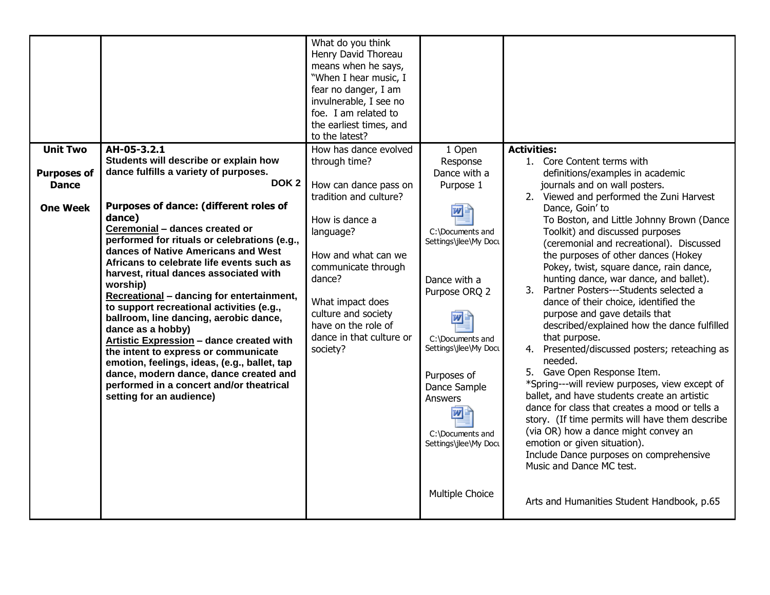| | | | | |
|---|---|---|---|---|
| | | What do you think Henry David Thoreau means when he says, "When I hear music, I fear no danger, I am invulnerable, I see no foe. I am related to the earliest times, and to the latest? | | |
| **Unit Two**<br><br>**Purposes of Dance**<br><br>**One Week** | **AH-05-3.2.1**<br>**Students will describe or explain how dance fulfills a variety of purposes.**<br>**DOK 2**<br><br>**Purposes of dance: (different roles of dance)**<br>**Ceremonial – dances created or performed for rituals or celebrations (e.g., dances of Native Americans and West Africans to celebrate life events such as harvest, ritual dances associated with worship)**<br>**Recreational – dancing for entertainment, to support recreational activities (e.g., ballroom, line dancing, aerobic dance, dance as a hobby)**<br>**Artistic Expression – dance created with the intent to express or communicate emotion, feelings, ideas, (e.g., ballet, tap dance, modern dance, dance created and performed in a concert and/or theatrical setting for an audience)** | How has dance evolved through time?<br><br>How can dance pass on tradition and culture?<br><br>How is dance a language?<br><br>How and what can we communicate through dance?<br><br>What impact does culture and society have on the role of dance in that culture or society? | 1 Open Response Dance with a Purpose 1<br><br>C:\Documents and Settings\jlee\My Docu<br><br>Dance with a Purpose ORQ 2<br><br>C:\Documents and Settings\jlee\My Docu<br><br>Purposes of Dance Sample Answers<br><br>C:\Documents and Settings\jlee\My Docu<br><br>Multiple Choice | **Activities:**<br>1. Core Content terms with definitions/examples in academic journals and on wall posters.<br>2. Viewed and performed the Zuni Harvest Dance, Goin' to To Boston, and Little Johnny Brown (Dance Toolkit) and discussed purposes (ceremonial and recreational). Discussed the purposes of other dances (Hokey Pokey, twist, square dance, rain dance, hunting dance, war dance, and ballet).<br>3. Partner Posters---Students selected a dance of their choice, identified the purpose and gave details that described/explained how the dance fulfilled that purpose.<br>4. Presented/discussed posters; reteaching as needed.<br>5. Gave Open Response Item.<br>*Spring---will review purposes, view except of ballet, and have students create an artistic dance for class that creates a mood or tells a story. (If time permits will have them describe (via OR) how a dance might convey an emotion or given situation).<br>Include Dance purposes on comprehensive Music and Dance MC test.<br><br>Arts and Humanities Student Handbook, p.65 |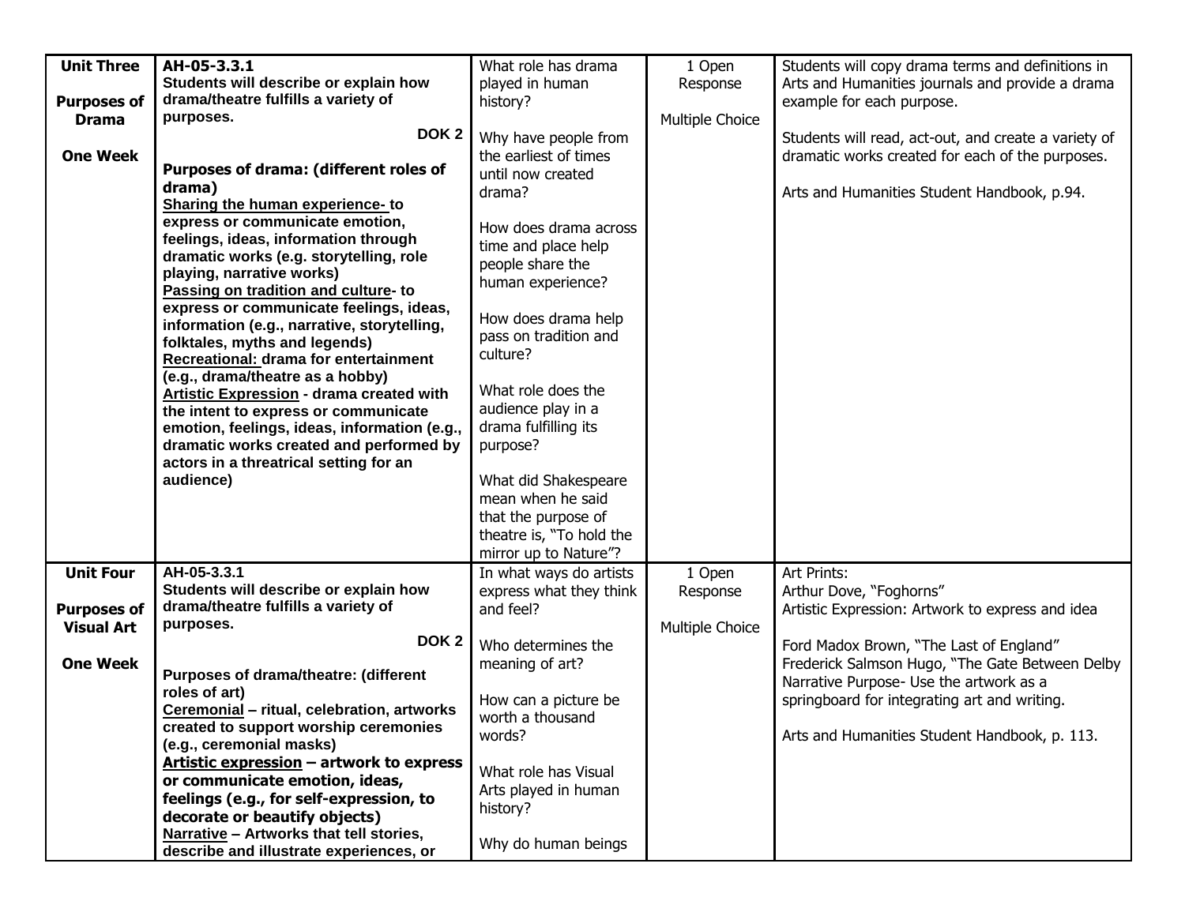| | | | | |
|---|---|---|---|---|
| **Unit Three**<br><br>**Purposes of Drama**<br><br>**One Week** | **AH-05-3.3.1**<br>**Students will describe or explain how drama/theatre fulfills a variety of purposes.**<br>**DOK 2**<br><br>**Purposes of drama: (different roles of drama)**<br>**<u>Sharing the human experience</u>- to express or communicate emotion, feelings, ideas, information through dramatic works (e.g. storytelling, role playing, narrative works)**<br>**<u>Passing on tradition and culture</u>- to express or communicate feelings, ideas, information (e.g., narrative, storytelling, folktales, myths and legends)**<br>**<u>Recreational:</u> drama for entertainment (e.g., drama/theatre as a hobby)**<br>**<u>Artistic Expression</u> - drama created with the intent to express or communicate emotion, feelings, ideas, information (e.g., dramatic works created and performed by actors in a threatrical setting for an audience)** | What role has drama played in human history?<br><br>Why have people from the earliest of times until now created drama?<br><br>How does drama across time and place help people share the human experience?<br><br>How does drama help pass on tradition and culture?<br><br>What role does the audience play in a drama fulfilling its purpose?<br><br>What did Shakespeare mean when he said that the purpose of theatre is, "To hold the mirror up to Nature"? | 1 Open Response<br><br>Multiple Choice | Students will copy drama terms and definitions in Arts and Humanities journals and provide a drama example for each purpose.<br><br>Students will read, act-out, and create a variety of dramatic works created for each of the purposes.<br><br>Arts and Humanities Student Handbook, p.94. |
| **Unit Four**<br><br>**Purposes of Visual Art**<br><br>**One Week** | **AH-05-3.3.1**<br>**Students will describe or explain how drama/theatre fulfills a variety of purposes.**<br>**DOK 2**<br><br>**Purposes of drama/theatre: (different roles of art)**<br>**<u>Ceremonial</u> – ritual, celebration, artworks created to support worship ceremonies (e.g., ceremonial masks)**<br>**<u>Artistic expression</u> – artwork to express or communicate emotion, ideas, feelings (e.g., for self-expression, to decorate or beautify objects)**<br>**<u>Narrative</u> – Artworks that tell stories, describe and illustrate experiences, or** | In what ways do artists express what they think and feel?<br><br>Who determines the meaning of art?<br><br>How can a picture be worth a thousand words?<br><br>What role has Visual Arts played in human history?<br><br>Why do human beings | 1 Open Response<br><br>Multiple Choice | Art Prints:<br>Arthur Dove, "Foghorns"<br>Artistic Expression: Artwork to express and idea<br><br>Ford Madox Brown, "The Last of England"<br>Frederick Salmson Hugo, "The Gate Between Delby<br>Narrative Purpose- Use the artwork as a springboard for integrating art and writing.<br><br>Arts and Humanities Student Handbook, p. 113. |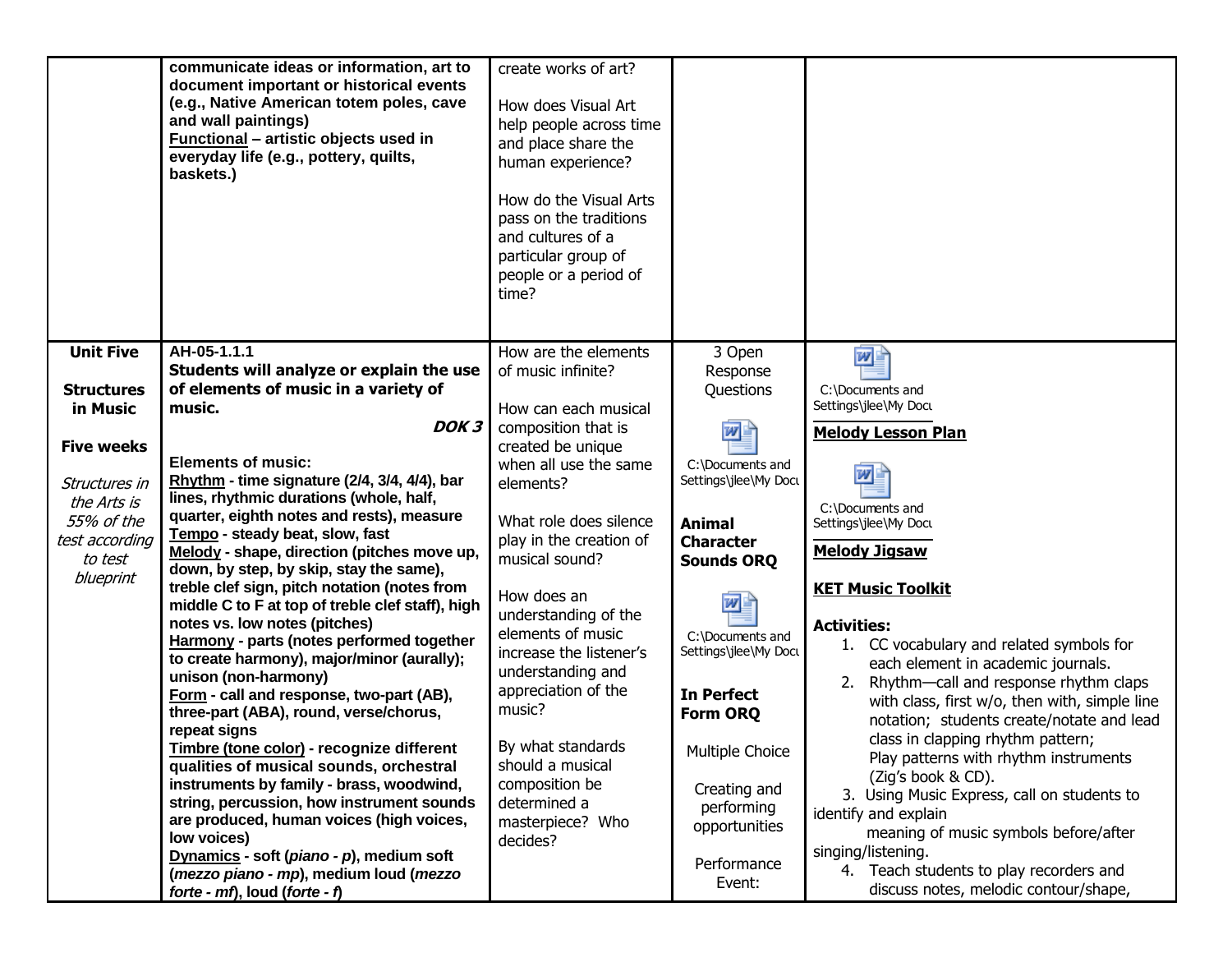|  |  |  |  |  |
|---|---|---|---|---|
|  | **communicate ideas or information, art to document important or historical events (e.g., Native American totem poles, cave and wall paintings)**<br>**<u>Functional</u> – artistic objects used in everyday life (e.g., pottery, quilts, baskets.)** | create works of art?<br><br>How does Visual Art help people across time and place share the human experience?<br><br>How do the Visual Arts pass on the traditions and cultures of a particular group of people or a period of time? |  |  |
| **Unit Five**<br><br>**Structures in Music**<br><br>**Five weeks**<br><br>*Structures in the Arts is 55% of the test according to test blueprint* | **AH-05-1.1.1**<br>**Students will analyze or explain the use of elements of music in a variety of music.**<br>***DOK 3***<br><br>**Elements of music:**<br>**<u>Rhythm</u> - time signature (2/4, 3/4, 4/4), bar lines, rhythmic durations (whole, half, quarter, eighth notes and rests), measure**<br>**<u>Tempo</u> - steady beat, slow, fast**<br>**<u>Melody</u> - shape, direction (pitches move up, down, by step, by skip, stay the same), treble clef sign, pitch notation (notes from middle C to F at top of treble clef staff), high notes vs. low notes (pitches)**<br>**<u>Harmony</u> - parts (notes performed together to create harmony), major/minor (aurally); unison (non-harmony)**<br>**<u>Form</u> - call and response, two-part (AB), three-part (ABA), round, verse/chorus, repeat signs**<br>**<u>Timbre (tone color)</u> - recognize different qualities of musical sounds, orchestral instruments by family - brass, woodwind, string, percussion, how instrument sounds are produced, human voices (high voices, low voices)**<br>**<u>Dynamics</u> - soft (*piano - p*), medium soft (*mezzo piano - mp*), medium loud (*mezzo forte - mf*), loud (*forte - f*)** | How are the elements of music infinite?<br><br>How can each musical composition that is created be unique when all use the same elements?<br><br>What role does silence play in the creation of musical sound?<br><br>How does an understanding of the elements of music increase the listener's understanding and appreciation of the music?<br><br>By what standards should a musical composition be determined a masterpiece? Who decides? | 3 Open Response Questions<br><br>C:\Documents and Settings\jlee\My Docu<br><br>**Animal Character Sounds ORQ**<br><br>C:\Documents and Settings\jlee\My Docu<br><br>**In Perfect Form ORQ**<br><br>Multiple Choice<br><br>Creating and performing opportunities<br><br>Performance Event: | C:\Documents and Settings\jlee\My Docu<br><br>**<u>Melody Lesson Plan</u>**<br><br>C:\Documents and Settings\jlee\My Docu<br><br>**<u>Melody Jigsaw</u>**<br><br>**<u>KET Music Toolkit</u>**<br><br>**Activities:**<br>1. CC vocabulary and related symbols for each element in academic journals.<br>2. Rhythm—call and response rhythm claps with class, first w/o, then with, simple line notation; students create/notate and lead class in clapping rhythm pattern; Play patterns with rhythm instruments (Zig's book & CD).<br>3. Using Music Express, call on students to identify and explain meaning of music symbols before/after singing/listening.<br>4. Teach students to play recorders and discuss notes, melodic contour/shape, |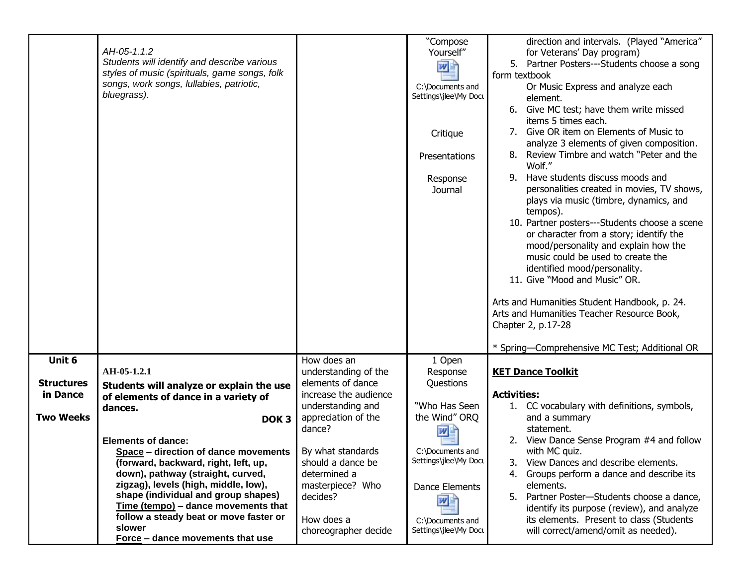| | | | | |
|---|---|---|---|---|
| | *AH-05-1.1.2*<br>*Students will identify and describe various styles of music (spirituals, game songs, folk songs, work songs, lullabies, patriotic, bluegrass).* | | "Compose Yourself"<br>C:\Documents and Settings\jlee\My Docu<br><br>Critique<br><br>Presentations<br><br>Response Journal | direction and intervals. (Played "America" for Veterans' Day program)<br>5. Partner Posters---Students choose a song form textbook Or Music Express and analyze each element.<br>6. Give MC test; have them write missed items 5 times each.<br>7. Give OR item on Elements of Music to analyze 3 elements of given composition.<br>8. Review Timbre and watch "Peter and the Wolf."<br>9. Have students discuss moods and personalities created in movies, TV shows, plays via music (timbre, dynamics, and tempos).<br>10. Partner posters---Students choose a scene or character from a story; identify the mood/personality and explain how the music could be used to create the identified mood/personality.<br>11. Give "Mood and Music" OR.<br><br>Arts and Humanities Student Handbook, p. 24.<br>Arts and Humanities Teacher Resource Book, Chapter 2, p.17-28<br><br>* Spring—Comprehensive MC Test; Additional OR |
| **Unit 6**<br><br>**Structures in Dance**<br><br>**Two Weeks** | **AH-05-1.2.1**<br>**Students will analyze or explain the use of elements of dance in a variety of dances.**<br>**DOK 3**<br><br>**Elements of dance:**<br>**<u>Space</u> – direction of dance movements (forward, backward, right, left, up, down), pathway (straight, curved, zigzag), levels (high, middle, low), shape (individual and group shapes)**<br>**<u>Time (tempo)</u> – dance movements that follow a steady beat or move faster or slower**<br>**<u>Force</u> – dance movements that use** | How does an understanding of the elements of dance increase the audience understanding and appreciation of the dance?<br><br>By what standards should a dance be determined a masterpiece? Who decides?<br><br>How does a choreographer decide | 1 Open Response Questions<br><br>"Who Has Seen the Wind" ORQ<br>C:\Documents and Settings\jlee\My Docu<br><br>Dance Elements<br>C:\Documents and Settings\jlee\My Docu | **<u>KET Dance Toolkit</u>**<br><br>**Activities:**<br>1. CC vocabulary with definitions, symbols, and a summary statement.<br>2. View Dance Sense Program #4 and follow with MC quiz.<br>3. View Dances and describe elements.<br>4. Groups perform a dance and describe its elements.<br>5. Partner Poster—Students choose a dance, identify its purpose (review), and analyze its elements. Present to class (Students will correct/amend/omit as needed). |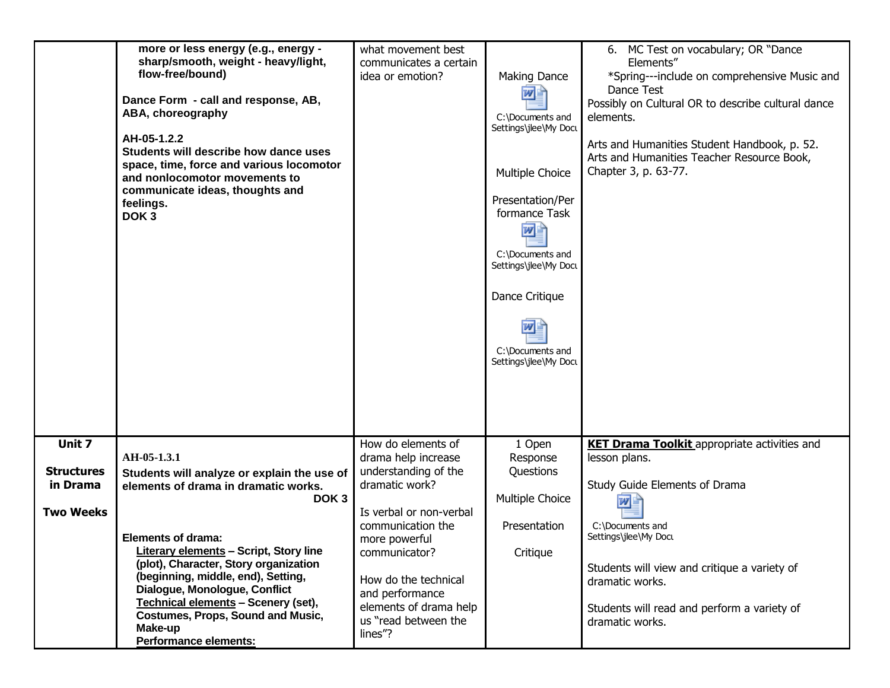| | | | | |
|---|---|---|---|---|
| | **more or less energy (e.g., energy - sharp/smooth, weight - heavy/light, flow-free/bound)**<br><br>**Dance Form - call and response, AB, ABA, choreography**<br><br>**AH-05-1.2.2**<br>**Students will describe how dance uses space, time, force and various locomotor and nonlocomotor movements to communicate ideas, thoughts and feelings.**<br>**DOK 3** | what movement best communicates a certain idea or emotion? | Making Dance<br>C:\Documents and Settings\jlee\My Docu<br><br>Multiple Choice<br><br>Presentation/Performance Task<br>C:\Documents and Settings\jlee\My Docu<br><br>Dance Critique<br>C:\Documents and Settings\jlee\My Docu | 6. MC Test on vocabulary; OR "Dance Elements"<br>*Spring---include on comprehensive Music and Dance Test<br>Possibly on Cultural OR to describe cultural dance elements.<br><br>Arts and Humanities Student Handbook, p. 52.<br>Arts and Humanities Teacher Resource Book, Chapter 3, p. 63-77. |
| **Unit 7**<br><br>**Structures in Drama**<br><br>**Two Weeks** | **AH-05-1.3.1**<br>**Students will analyze or explain the use of elements of drama in dramatic works.**<br>**DOK 3**<br><br>**Elements of drama:**<br>**Literary elements – Script, Story line (plot), Character, Story organization (beginning, middle, end), Setting, Dialogue, Monologue, Conflict**<br>**Technical elements – Scenery (set), Costumes, Props, Sound and Music, Make-up**<br>**Performance elements:** | How do elements of drama help increase understanding of the dramatic work?<br><br>Is verbal or non-verbal communication the more powerful communicator?<br><br>How do the technical and performance elements of drama help us "read between the lines"? | 1 Open Response Questions<br><br>Multiple Choice<br><br>Presentation<br><br>Critique | **KET Drama Toolkit** appropriate activities and lesson plans.<br><br>Study Guide Elements of Drama<br>C:\Documents and Settings\jlee\My Docu<br><br>Students will view and critique a variety of dramatic works.<br><br>Students will read and perform a variety of dramatic works. |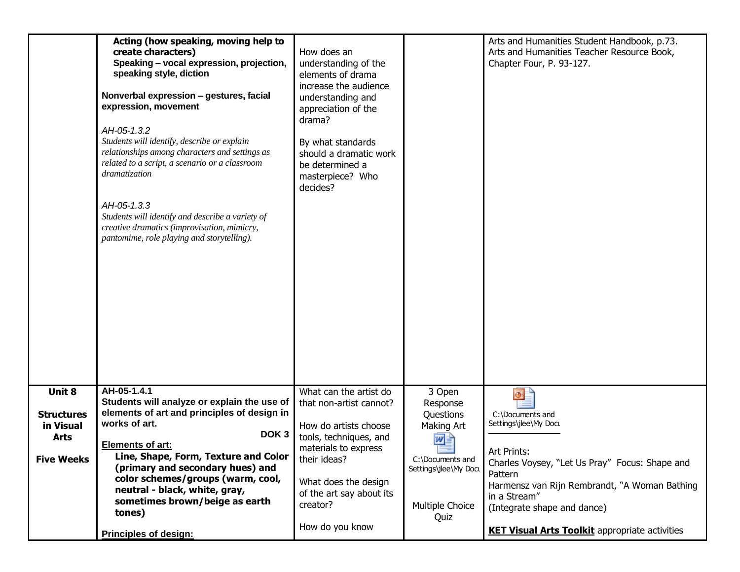| | | | | |
|---|---|---|---|---|
| | **Acting (how speaking, moving help to create characters)**<br>**Speaking – vocal expression, projection, speaking style, diction**<br><br>**Nonverbal expression – gestures, facial expression, movement**<br><br>*AH-05-1.3.2*<br>*Students will identify, describe or explain relationships among characters and settings as related to a script, a scenario or a classroom dramatization*<br><br>*AH-05-1.3.3*<br>*Students will identify and describe a variety of creative dramatics (improvisation, mimicry, pantomime, role playing and storytelling).* | How does an understanding of the elements of drama increase the audience understanding and appreciation of the drama?<br><br>By what standards should a dramatic work be determined a masterpiece? Who decides? | | Arts and Humanities Student Handbook, p.73.<br>Arts and Humanities Teacher Resource Book, Chapter Four, P. 93-127. |
| **Unit 8**<br><br>**Structures in Visual Arts**<br><br>**Five Weeks** | **AH-05-1.4.1**<br>**Students will analyze or explain the use of elements of art and principles of design in works of art.**<br>**DOK 3**<br>**Elements of art:**<br>**Line, Shape, Form, Texture and Color (primary and secondary hues) and color schemes/groups (warm, cool, neutral - black, white, gray, sometimes brown/beige as earth tones)**<br><br>**Principles of design:** | What can the artist do that non-artist cannot?<br><br>How do artists choose tools, techniques, and materials to express their ideas?<br><br>What does the design of the art say about its creator?<br><br>How do you know | 3 Open Response Questions Making Art<br>C:\Documents and Settings\jlee\My Docu<br><br>Multiple Choice Quiz | C:\Documents and Settings\jlee\My Docu<br><br>Art Prints:<br>Charles Voysey, "Let Us Pray" Focus: Shape and Pattern<br>Harmensz van Rijn Rembrandt, "A Woman Bathing in a Stream"<br>(Integrate shape and dance)<br><br>**KET Visual Arts Toolkit** appropriate activities |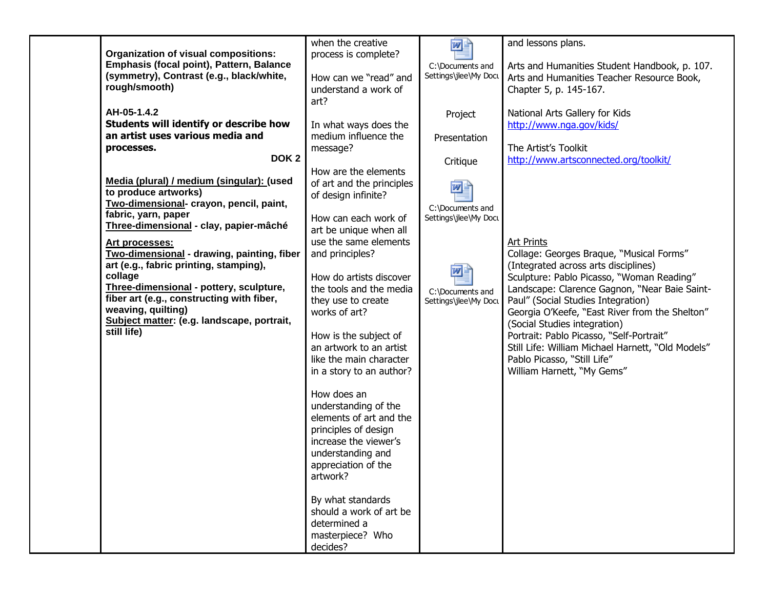| | | | | |
|---|---|---|---|---|
| | **Organization of visual compositions: Emphasis (focal point), Pattern, Balance (symmetry), Contrast (e.g., black/white, rough/smooth)**<br><br>**AH-05-1.4.2**<br>**Students will identify or describe how an artist uses various media and processes.**<br>**DOK 2**<br><br>**<u>Media (plural) / medium (singular):</u> (used to produce artworks)**<br>**<u>Two-dimensional</u>- crayon, pencil, paint, fabric, yarn, paper**<br>**<u>Three-dimensional</u> - clay, papier-mâché**<br><br>**<u>Art processes:</u>**<br>**<u>Two-dimensional</u> - drawing, painting, fiber art (e.g., fabric printing, stamping), collage**<br>**<u>Three-dimensional</u> - pottery, sculpture, fiber art (e.g., constructing with fiber, weaving, quilting)**<br>**<u>Subject matter</u>: (e.g. landscape, portrait, still life)** | when the creative process is complete?<br><br>How can we "read" and understand a work of art?<br><br>In what ways does the medium influence the message?<br><br>How are the elements of art and the principles of design infinite?<br><br>How can each work of art be unique when all use the same elements and principles?<br><br>How do artists discover the tools and the media they use to create works of art?<br><br>How is the subject of an artwork to an artist like the main character in a story to an author?<br><br>How does an understanding of the elements of art and the principles of design increase the viewer's understanding and appreciation of the artwork?<br><br>By what standards should a work of art be determined a masterpiece? Who decides? | C:\Documents and Settings\jlee\My Docu<br><br>Project<br><br>Presentation<br><br>Critique<br><br>C:\Documents and Settings\jlee\My Docu<br><br>C:\Documents and Settings\jlee\My Docu | and lessons plans.<br><br>Arts and Humanities Student Handbook, p. 107.<br>Arts and Humanities Teacher Resource Book, Chapter 5, p. 145-167.<br><br>National Arts Gallery for Kids<br>http://www.nga.gov/kids/<br><br>The Artist's Toolkit<br>http://www.artsconnected.org/toolkit/<br><br><u>Art Prints</u><br>Collage: Georges Braque, "Musical Forms" (Integrated across arts disciplines)<br>Sculpture: Pablo Picasso, "Woman Reading"<br>Landscape: Clarence Gagnon, "Near Baie Saint-Paul" (Social Studies Integration)<br>Georgia O'Keefe, "East River from the Shelton" (Social Studies integration)<br>Portrait: Pablo Picasso, "Self-Portrait"<br>Still Life: William Michael Harnett, "Old Models"<br>Pablo Picasso, "Still Life"<br>William Harnett, "My Gems" |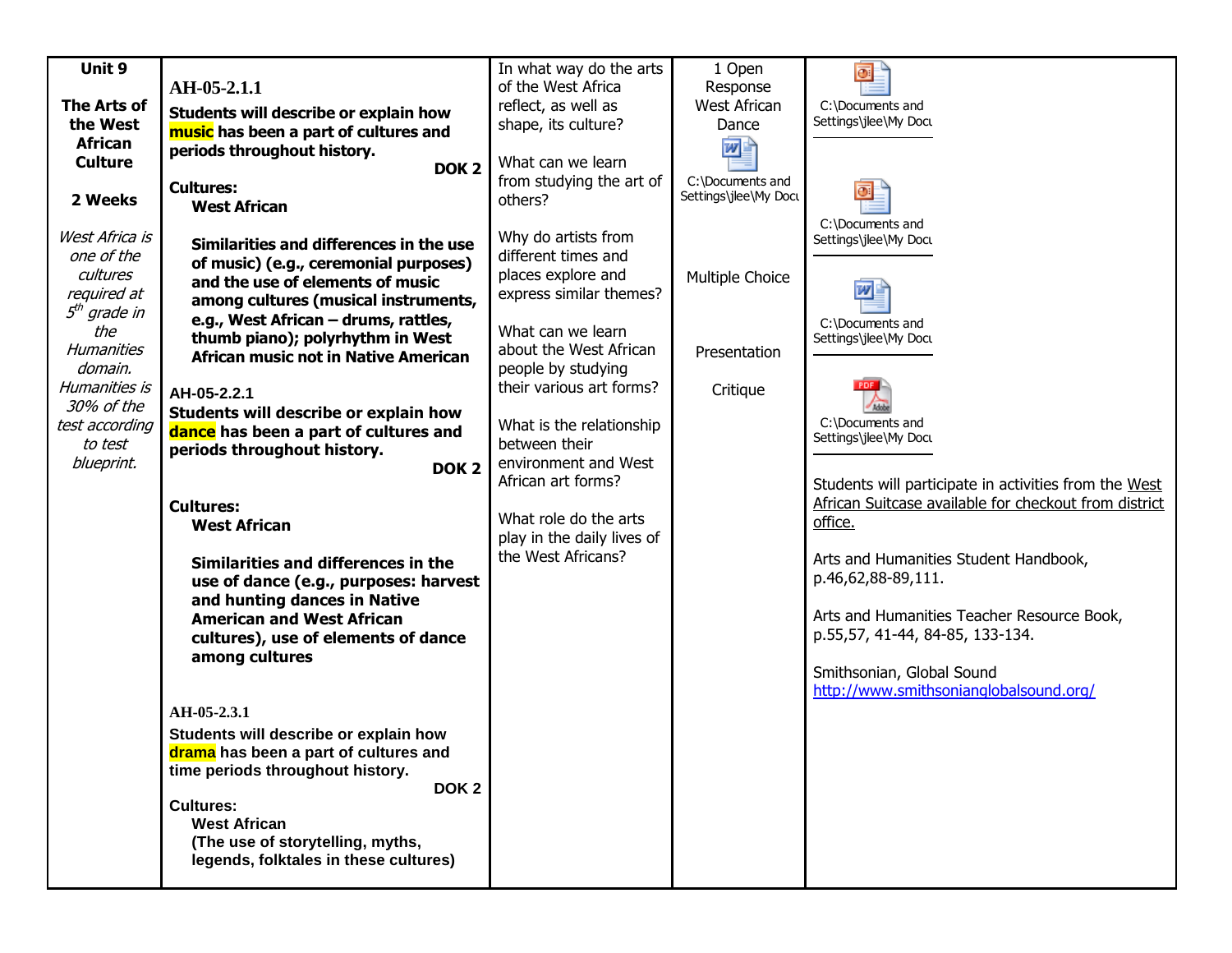| Unit 9 | | | | |
|---|---|---|---|---|
| **Unit 9**<br><br>**The Arts of the West African Culture**<br><br>**2 Weeks**<br><br>*West Africa is one of the cultures required at 5th grade in the Humanities domain. Humanities is 30% of the test according to test blueprint.* | **AH-05-2.1.1**<br>**Students will describe or explain how music has been a part of cultures and periods throughout history.**<br>**DOK 2**<br>**Cultures:**<br>**West African**<br><br>**Similarities and differences in the use of music) (e.g., ceremonial purposes) and the use of elements of music among cultures (musical instruments, e.g., West African – drums, rattles, thumb piano); polyrhythm in West African music not in Native American**<br><br>**AH-05-2.2.1**<br>**Students will describe or explain how dance has been a part of cultures and periods throughout history.**<br>**DOK 2**<br><br>**Cultures:**<br>**West African**<br><br>**Similarities and differences in the use of dance (e.g., purposes: harvest and hunting dances in Native American and West African cultures), use of elements of dance among cultures**<br><br>**AH-05-2.3.1**<br>**Students will describe or explain how drama has been a part of cultures and time periods throughout history.**<br>**DOK 2**<br>**Cultures:**<br>**West African**<br>**(The use of storytelling, myths, legends, folktales in these cultures)** | In what way do the arts of the West Africa reflect, as well as shape, its culture?<br><br>What can we learn from studying the art of others?<br><br>Why do artists from different times and places explore and express similar themes?<br><br>What can we learn about the West African people by studying their various art forms?<br><br>What is the relationship between their environment and West African art forms?<br><br>What role do the arts play in the daily lives of the West Africans? | 1 Open Response West African Dance<br><br>C:\Documents and Settings\jlee\My Docu<br><br>Multiple Choice<br><br>Presentation<br><br>Critique | C:\Documents and Settings\jlee\My Docu<br><br>C:\Documents and Settings\jlee\My Docu<br><br>C:\Documents and Settings\jlee\My Docu<br><br>C:\Documents and Settings\jlee\My Docu<br><br>Students will participate in activities from the West African Suitcase available for checkout from district office.<br><br>Arts and Humanities Student Handbook, p.46,62,88-89,111.<br><br>Arts and Humanities Teacher Resource Book, p.55,57, 41-44, 84-85, 133-134.<br><br>Smithsonian, Global Sound<br>http://www.smithsonianglobalsound.org/ |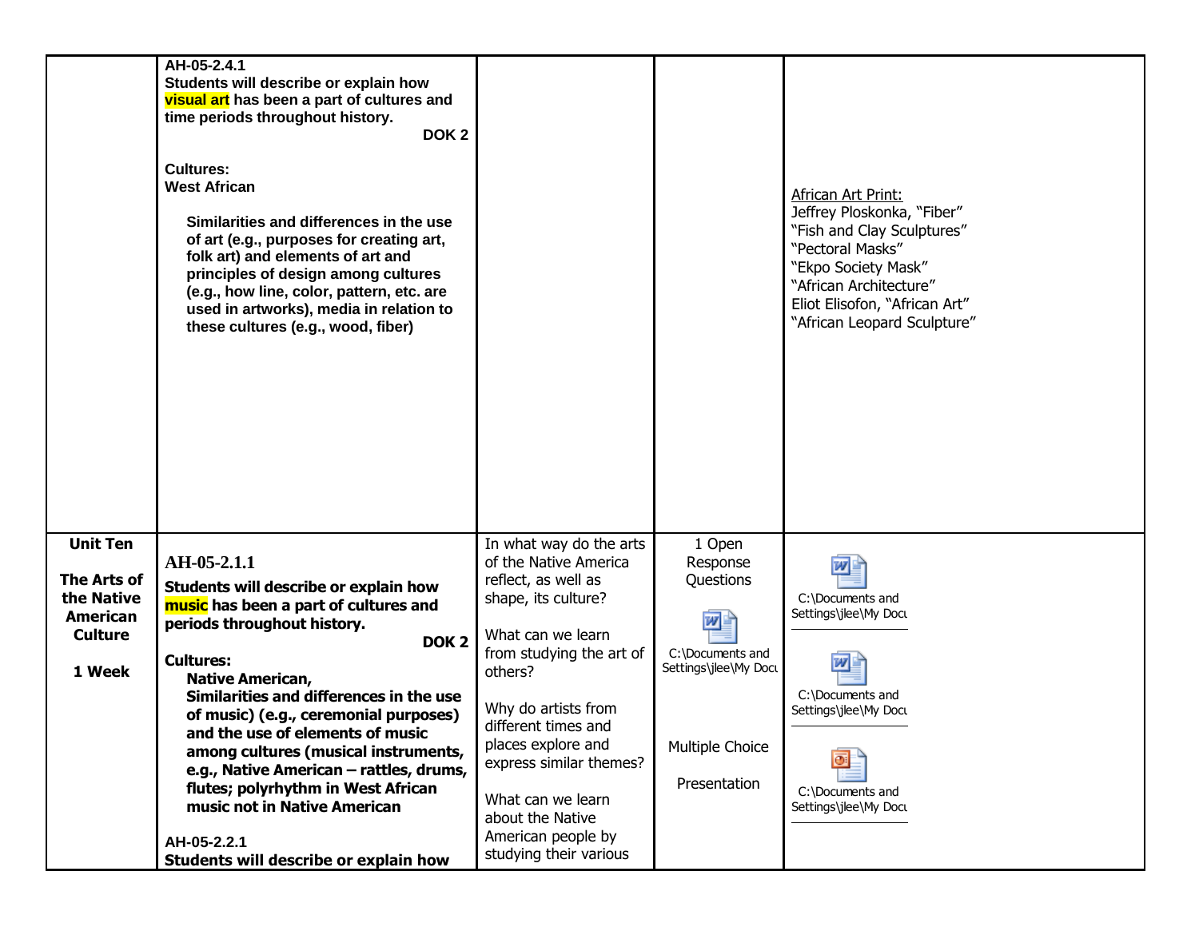| | | | | |
|---|---|---|---|---|
| | **AH-05-2.4.1**<br>**Students will describe or explain how visual art has been a part of cultures and time periods throughout history.**<br>**DOK 2**<br><br>**Cultures:**<br>**West African**<br><br>**Similarities and differences in the use of art (e.g., purposes for creating art, folk art) and elements of art and principles of design among cultures (e.g., how line, color, pattern, etc. are used in artworks), media in relation to these cultures (e.g., wood, fiber)** | | | African Art Print:<br>Jeffrey Ploskonka, "Fiber"<br>"Fish and Clay Sculptures"<br>"Pectoral Masks"<br>"Ekpo Society Mask"<br>"African Architecture"<br>Eliot Elisofon, "African Art"<br>"African Leopard Sculpture" |
| **Unit Ten**<br><br>**The Arts of the Native American Culture**<br><br>**1 Week** | **AH-05-2.1.1**<br>**Students will describe or explain how music has been a part of cultures and periods throughout history.**<br>**DOK 2**<br>**Cultures:**<br>**Native American,**<br>**Similarities and differences in the use of music) (e.g., ceremonial purposes) and the use of elements of music among cultures (musical instruments, e.g., Native American – rattles, drums, flutes; polyrhythm in West African music not in Native American**<br><br>**AH-05-2.2.1**<br>**Students will describe or explain how** | In what way do the arts of the Native America reflect, as well as shape, its culture?<br><br>What can we learn from studying the art of others?<br><br>Why do artists from different times and places explore and express similar themes?<br><br>What can we learn about the Native American people by studying their various | 1 Open Response Questions<br><br>C:\Documents and Settings\jlee\My Docu<br><br>Multiple Choice<br><br>Presentation | C:\Documents and Settings\jlee\My Docu<br><br>C:\Documents and Settings\jlee\My Docu<br><br>C:\Documents and Settings\jlee\My Docu |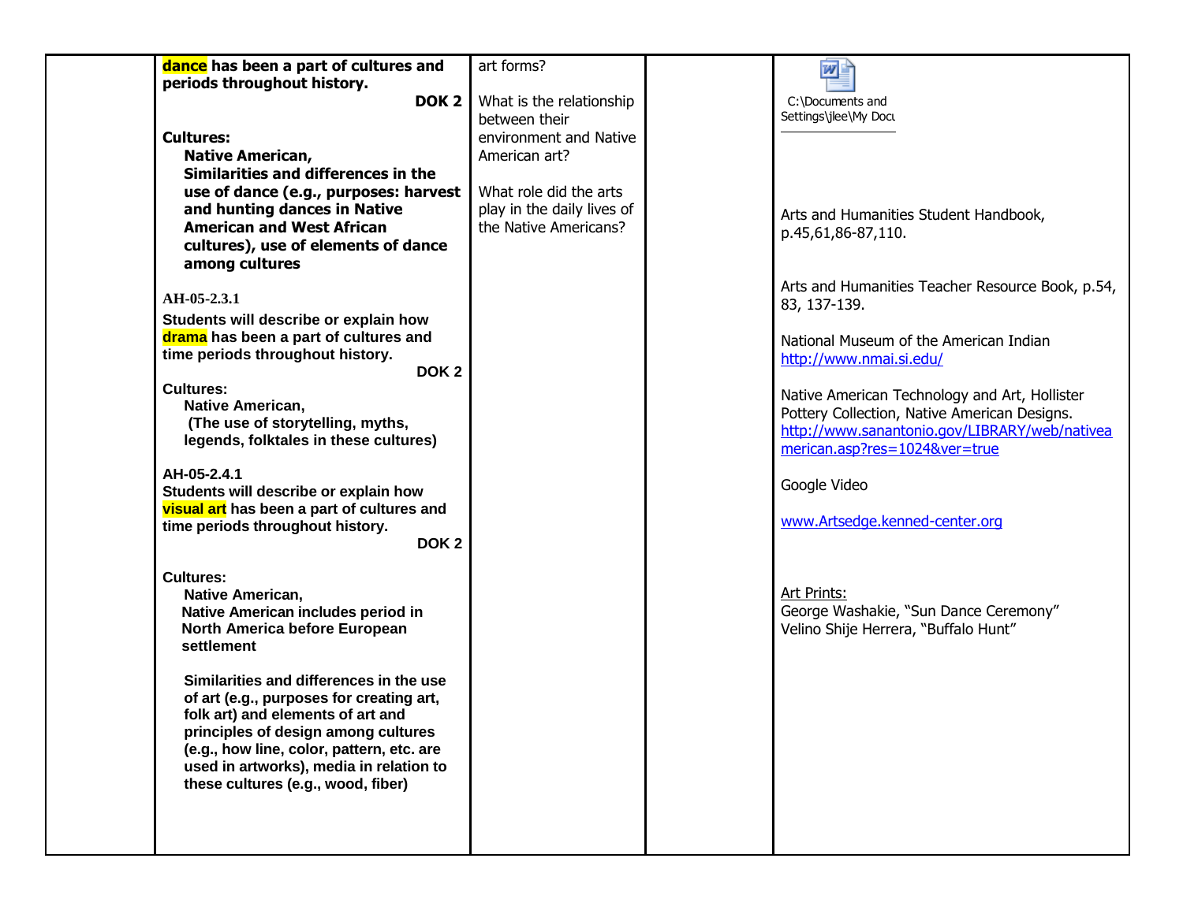| | | | | |
|---|---|---|---|---|
| | **dance** has been a part of cultures and periods throughout history.<br>**DOK 2**<br><br>**Cultures:**<br>**Native American,**<br>**Similarities and differences in the use of dance (e.g., purposes: harvest and hunting dances in Native American and West African cultures), use of elements of dance among cultures**<br><br>**AH-05-2.3.1**<br>**Students will describe or explain how drama has been a part of cultures and time periods throughout history.**<br>**DOK 2**<br>**Cultures:**<br>**Native American,**<br>**(The use of storytelling, myths, legends, folktales in these cultures)**<br><br>**AH-05-2.4.1**<br>**Students will describe or explain how visual art has been a part of cultures and time periods throughout history.**<br>**DOK 2**<br><br>**Cultures:**<br>**Native American,**<br>**Native American includes period in North America before European settlement**<br><br>**Similarities and differences in the use of art (e.g., purposes for creating art, folk art) and elements of art and principles of design among cultures (e.g., how line, color, pattern, etc. are used in artworks), media in relation to these cultures (e.g., wood, fiber)** | art forms?<br><br>What is the relationship between their environment and Native American art?<br><br>What role did the arts play in the daily lives of the Native Americans? | | C:\Documents and Settings\jlee\My Docu<br><br>Arts and Humanities Student Handbook, p.45,61,86-87,110.<br><br>Arts and Humanities Teacher Resource Book, p.54, 83, 137-139.<br><br>National Museum of the American Indian http://www.nmai.si.edu/<br><br>Native American Technology and Art, Hollister Pottery Collection, Native American Designs. http://www.sanantonio.gov/LIBRARY/web/nativeamerican.asp?res=1024&ver=true<br><br>Google Video<br><br>www.Artsedge.kenned-center.org<br><br>Art Prints:<br>George Washakie, "Sun Dance Ceremony"<br>Velino Shije Herrera, "Buffalo Hunt" |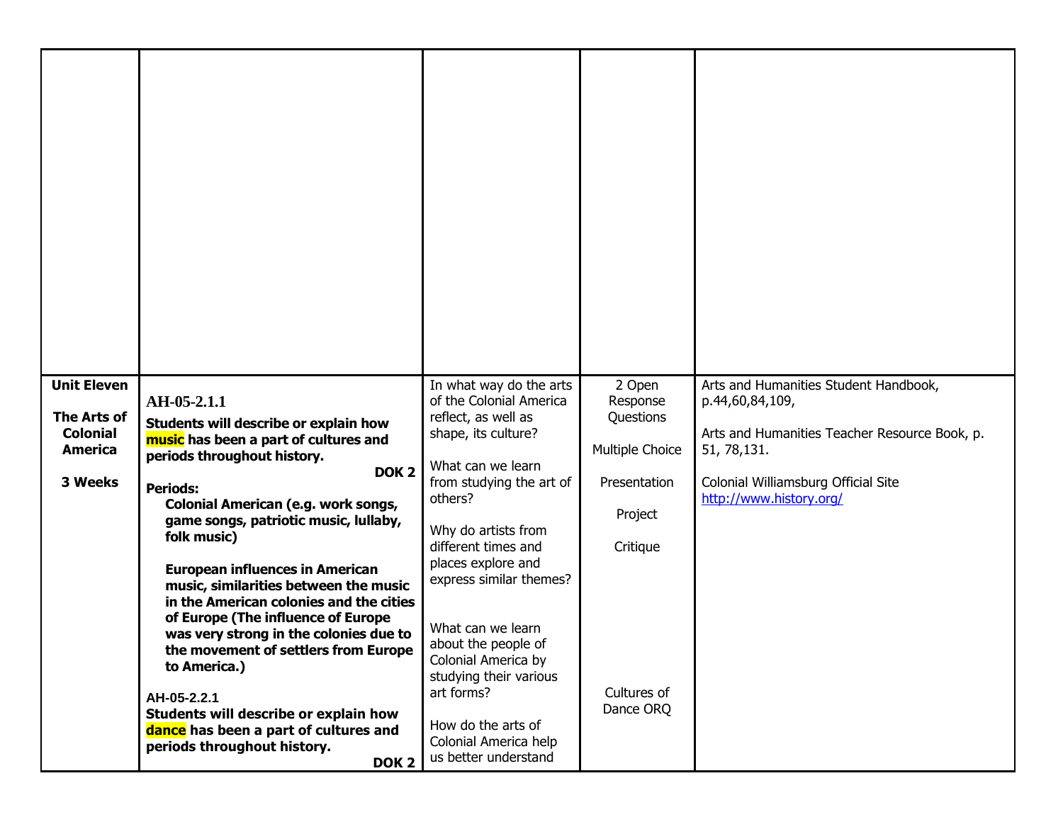| | | | | |
|---|---|---|---|---|
| | | | | |
| **Unit Eleven**<br><br>**The Arts of Colonial America**<br><br>**3 Weeks** | **AH-05-2.1.1**<br>**Students will describe or explain how music has been a part of cultures and periods throughout history.**<br>**DOK 2**<br>**Periods:**<br>**Colonial American (e.g. work songs, game songs, patriotic music, lullaby, folk music)**<br><br>**European influences in American music, similarities between the music in the American colonies and the cities of Europe (The influence of Europe was very strong in the colonies due to the movement of settlers from Europe to America.)**<br><br>**AH-05-2.2.1**<br>**Students will describe or explain how dance has been a part of cultures and periods throughout history.**<br>**DOK 2** | In what way do the arts of the Colonial America reflect, as well as shape, its culture?<br><br>What can we learn from studying the art of others?<br><br>Why do artists from different times and places explore and express similar themes?<br><br>What can we learn about the people of Colonial America by studying their various art forms?<br><br>How do the arts of Colonial America help us better understand | 2 Open Response Questions<br><br>Multiple Choice<br><br>Presentation<br><br>Project<br><br>Critique<br><br>Cultures of Dance ORQ | Arts and Humanities Student Handbook, p.44,60,84,109,<br><br>Arts and Humanities Teacher Resource Book, p. 51, 78,131.<br><br>Colonial Williamsburg Official Site<br>http://www.history.org/ |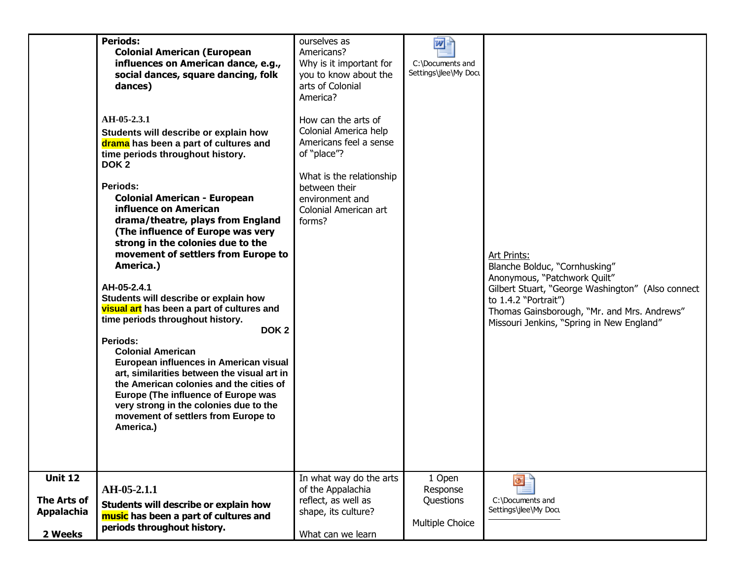| | | | | |
|---|---|---|---|---|
| | **Periods:**<br>**Colonial American (European influences on American dance, e.g., social dances, square dancing, folk dances)**<br><br>**AH-05-2.3.1**<br>**Students will describe or explain how drama has been a part of cultures and time periods throughout history.**<br>**DOK 2**<br><br>**Periods:**<br>**Colonial American - European influence on American drama/theatre, plays from England (The influence of Europe was very strong in the colonies due to the movement of settlers from Europe to America.)**<br><br>**AH-05-2.4.1**<br>**Students will describe or explain how visual art has been a part of cultures and time periods throughout history.**<br>**DOK 2**<br>**Periods:**<br>**Colonial American**<br>**European influences in American visual art, similarities between the visual art in the American colonies and the cities of Europe (The influence of Europe was very strong in the colonies due to the movement of settlers from Europe to America.)** | ourselves as Americans?<br>Why is it important for you to know about the arts of Colonial America?<br><br>How can the arts of Colonial America help Americans feel a sense of "place"?<br><br>What is the relationship between their environment and Colonial American art forms? | C:\Documents and Settings\jlee\My Docu | Art Prints:<br>Blanche Bolduc, "Cornhusking"<br>Anonymous, "Patchwork Quilt"<br>Gilbert Stuart, "George Washington" (Also connect to 1.4.2 "Portrait")<br>Thomas Gainsborough, "Mr. and Mrs. Andrews"<br>Missouri Jenkins, "Spring in New England" |
| **Unit 12**<br><br>**The Arts of Appalachia**<br><br>**2 Weeks** | **AH-05-2.1.1**<br>**Students will describe or explain how music has been a part of cultures and periods throughout history.** | In what way do the arts of the Appalachia reflect, as well as shape, its culture?<br><br>What can we learn | 1 Open Response Questions<br><br>Multiple Choice | C:\Documents and Settings\jlee\My Docu |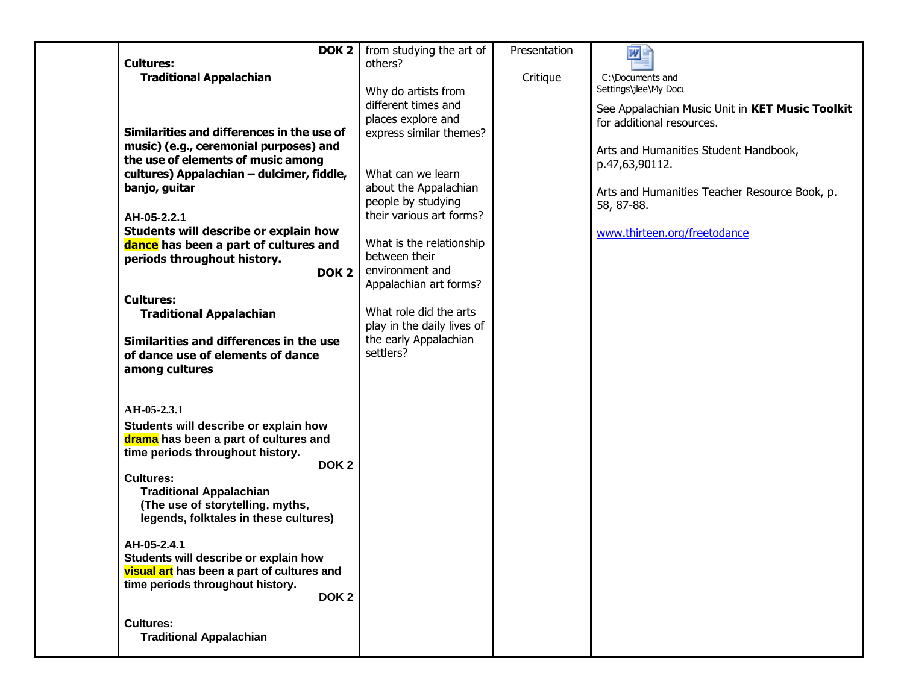| | | | | |
|---|---|---|---|---|
| | **DOK 2**<br>**Cultures:**<br>**Traditional Appalachian**<br><br>**Similarities and differences in the use of music) (e.g., ceremonial purposes) and the use of elements of music among cultures) Appalachian – dulcimer, fiddle, banjo, guitar**<br><br>**AH-05-2.2.1**<br>**Students will describe or explain how dance has been a part of cultures and periods throughout history.**<br>**DOK 2**<br><br>**Cultures:**<br>**Traditional Appalachian**<br><br>**Similarities and differences in the use of dance use of elements of dance among cultures**<br><br>**AH-05-2.3.1**<br>**Students will describe or explain how drama has been a part of cultures and time periods throughout history.**<br>**DOK 2**<br>**Cultures:**<br>**Traditional Appalachian**<br>**(The use of storytelling, myths, legends, folktales in these cultures)**<br><br>**AH-05-2.4.1**<br>**Students will describe or explain how visual art has been a part of cultures and time periods throughout history.**<br>**DOK 2**<br><br>**Cultures:**<br>**Traditional Appalachian** | from studying the art of others?<br><br>Why do artists from different times and places explore and express similar themes?<br><br>What can we learn about the Appalachian people by studying their various art forms?<br><br>What is the relationship between their environment and Appalachian art forms?<br><br>What role did the arts play in the daily lives of the early Appalachian settlers? | Presentation<br><br>Critique | C:\Documents and Settings\jlee\My Docu<br><br>See Appalachian Music Unit in **KET Music Toolkit** for additional resources.<br><br>Arts and Humanities Student Handbook, p.47,63,90112.<br><br>Arts and Humanities Teacher Resource Book, p. 58, 87-88.<br><br>www.thirteen.org/freetodance |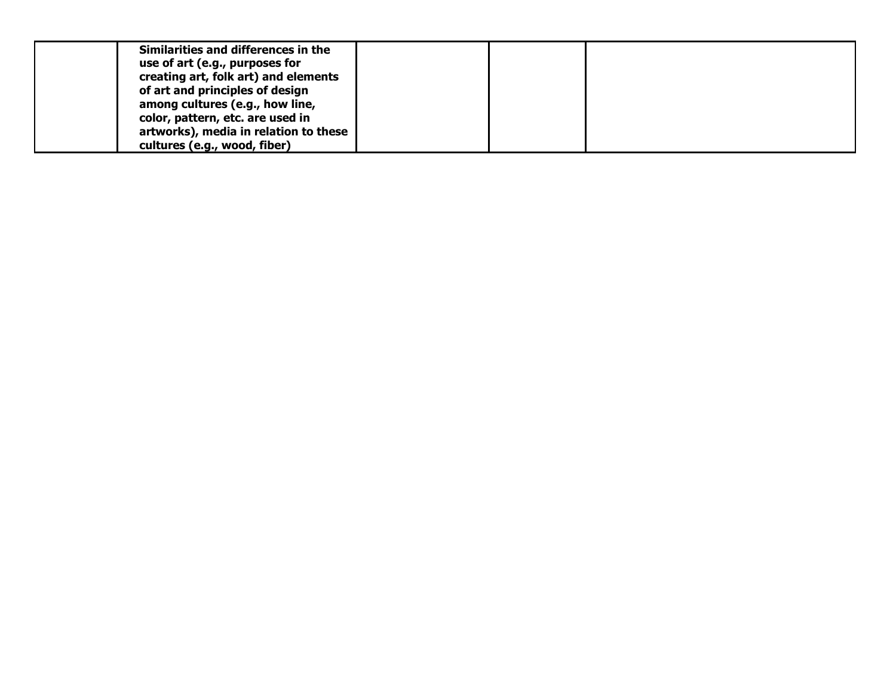| | | | | |
|---|---|---|---|---|
| | **Similarities and differences in the use of art (e.g., purposes for creating art, folk art) and elements of art and principles of design among cultures (e.g., how line, color, pattern, etc. are used in artworks), media in relation to these cultures (e.g., wood, fiber)** | | | |